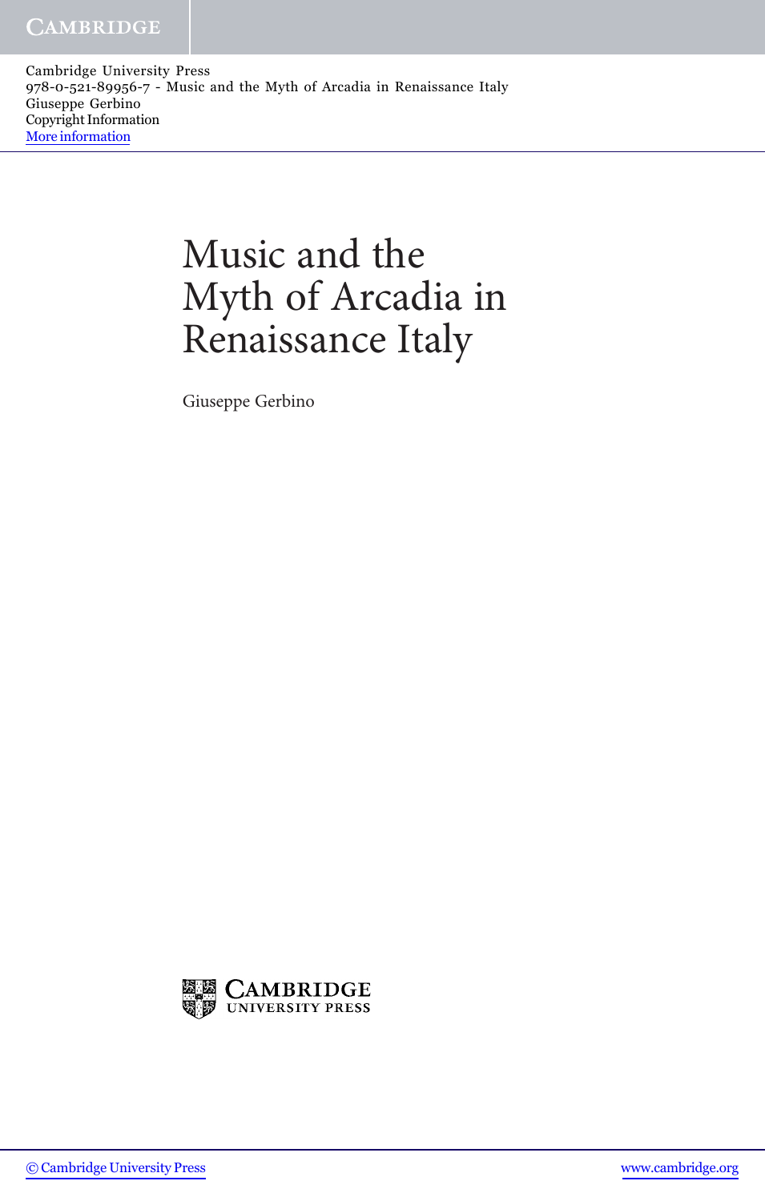# Music and the Myth of Arcadia in Renaissance Italy

Giuseppe Gerbino

CAMBRIDGE UNIVERSITY PRESS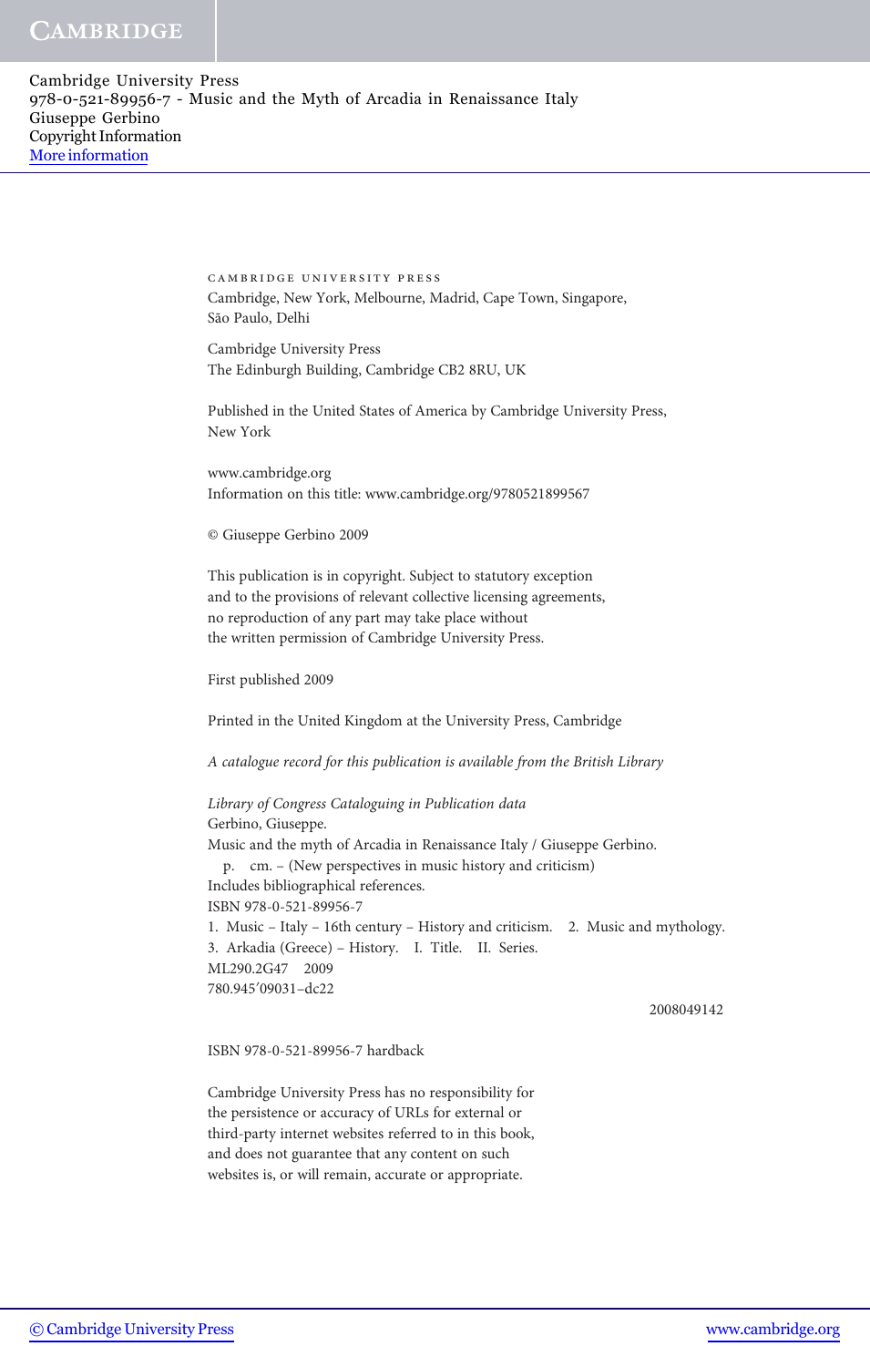Cambridge University Press
978-0-521-89956-7 - Music and the Myth of Arcadia in Renaissance Italy
Giuseppe Gerbino
Copyright Information
More information

CAMBRIDGE UNIVERSITY PRESS
Cambridge, New York, Melbourne, Madrid, Cape Town, Singapore,
São Paulo, Delhi

Cambridge University Press
The Edinburgh Building, Cambridge CB2 8RU, UK

Published in the United States of America by Cambridge University Press,
New York

www.cambridge.org
Information on this title: www.cambridge.org/9780521899567

© Giuseppe Gerbino 2009

This publication is in copyright. Subject to statutory exception
and to the provisions of relevant collective licensing agreements,
no reproduction of any part may take place without
the written permission of Cambridge University Press.

First published 2009

Printed in the United Kingdom at the University Press, Cambridge

*A catalogue record for this publication is available from the British Library*

*Library of Congress Cataloguing in Publication data*
Gerbino, Giuseppe.
Music and the myth of Arcadia in Renaissance Italy / Giuseppe Gerbino.
p. cm. – (New perspectives in music history and criticism)
Includes bibliographical references.
ISBN 978-0-521-89956-7
1. Music – Italy – 16th century – History and criticism. 2. Music and mythology.
3. Arkadia (Greece) – History. I. Title. II. Series.
ML290.2G47 2009
780.945′09031–dc22

2008049142

ISBN 978-0-521-89956-7 hardback

Cambridge University Press has no responsibility for
the persistence or accuracy of URLs for external or
third-party internet websites referred to in this book,
and does not guarantee that any content on such
websites is, or will remain, accurate or appropriate.